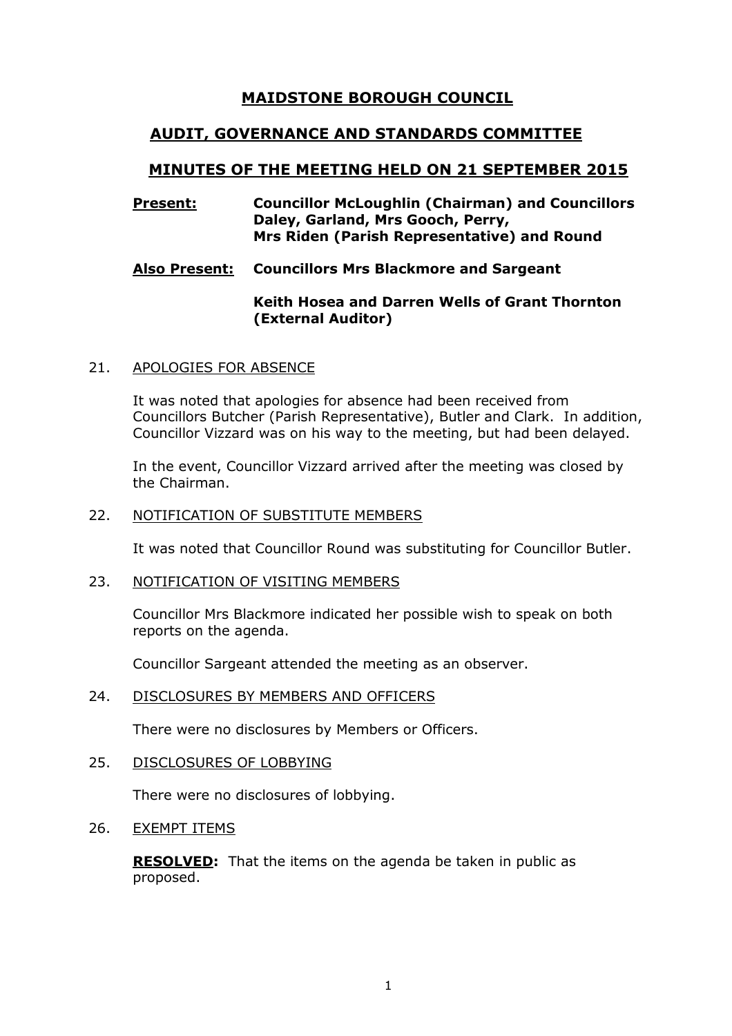# MAIDSTONE BOROUGH COUNCIL

## AUDIT, GOVERNANCE AND STANDARDS COMMITTEE

## MINUTES OF THE MEETING HELD ON 21 SEPTEMBER 2015

**Present:** **Councillor McLoughlin (Chairman) and Councillors Daley, Garland, Mrs Gooch, Perry, Mrs Riden (Parish Representative) and Round**

**Also Present:** **Councillors Mrs Blackmore and Sargeant**

**Keith Hosea and Darren Wells of Grant Thornton (External Auditor)**

21. APOLOGIES FOR ABSENCE

It was noted that apologies for absence had been received from Councillors Butcher (Parish Representative), Butler and Clark. In addition, Councillor Vizzard was on his way to the meeting, but had been delayed.

In the event, Councillor Vizzard arrived after the meeting was closed by the Chairman.

22. NOTIFICATION OF SUBSTITUTE MEMBERS

It was noted that Councillor Round was substituting for Councillor Butler.

23. NOTIFICATION OF VISITING MEMBERS

Councillor Mrs Blackmore indicated her possible wish to speak on both reports on the agenda.

Councillor Sargeant attended the meeting as an observer.

24. DISCLOSURES BY MEMBERS AND OFFICERS

There were no disclosures by Members or Officers.

25. DISCLOSURES OF LOBBYING

There were no disclosures of lobbying.

26. EXEMPT ITEMS

**RESOLVED:** That the items on the agenda be taken in public as proposed.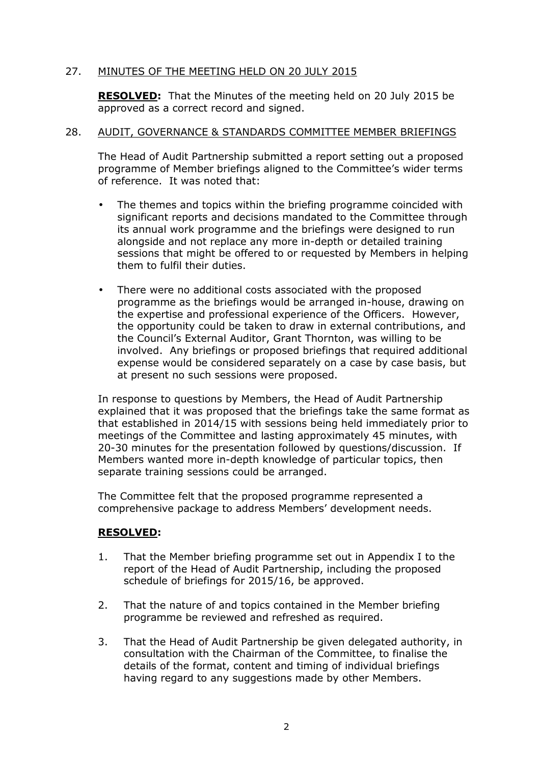## 27. MINUTES OF THE MEETING HELD ON 20 JULY 2015

**RESOLVED:** That the Minutes of the meeting held on 20 July 2015 be approved as a correct record and signed.

## 28. AUDIT, GOVERNANCE & STANDARDS COMMITTEE MEMBER BRIEFINGS

The Head of Audit Partnership submitted a report setting out a proposed programme of Member briefings aligned to the Committee's wider terms of reference. It was noted that:

- The themes and topics within the briefing programme coincided with significant reports and decisions mandated to the Committee through its annual work programme and the briefings were designed to run alongside and not replace any more in-depth or detailed training sessions that might be offered to or requested by Members in helping them to fulfil their duties.
- There were no additional costs associated with the proposed programme as the briefings would be arranged in-house, drawing on the expertise and professional experience of the Officers. However, the opportunity could be taken to draw in external contributions, and the Council's External Auditor, Grant Thornton, was willing to be involved. Any briefings or proposed briefings that required additional expense would be considered separately on a case by case basis, but at present no such sessions were proposed.

In response to questions by Members, the Head of Audit Partnership explained that it was proposed that the briefings take the same format as that established in 2014/15 with sessions being held immediately prior to meetings of the Committee and lasting approximately 45 minutes, with 20-30 minutes for the presentation followed by questions/discussion. If Members wanted more in-depth knowledge of particular topics, then separate training sessions could be arranged.

The Committee felt that the proposed programme represented a comprehensive package to address Members' development needs.

**RESOLVED:**

1. That the Member briefing programme set out in Appendix I to the report of the Head of Audit Partnership, including the proposed schedule of briefings for 2015/16, be approved.
2. That the nature of and topics contained in the Member briefing programme be reviewed and refreshed as required.
3. That the Head of Audit Partnership be given delegated authority, in consultation with the Chairman of the Committee, to finalise the details of the format, content and timing of individual briefings having regard to any suggestions made by other Members.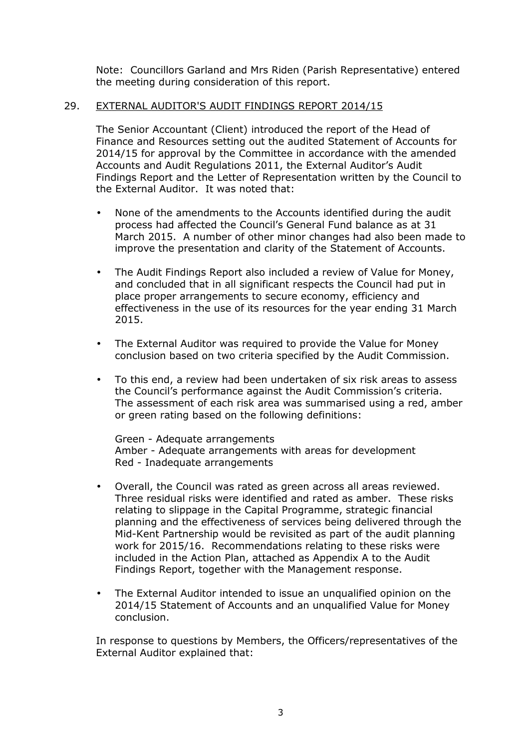Note: Councillors Garland and Mrs Riden (Parish Representative) entered the meeting during consideration of this report.

## 29. EXTERNAL AUDITOR'S AUDIT FINDINGS REPORT 2014/15

The Senior Accountant (Client) introduced the report of the Head of Finance and Resources setting out the audited Statement of Accounts for 2014/15 for approval by the Committee in accordance with the amended Accounts and Audit Regulations 2011, the External Auditor's Audit Findings Report and the Letter of Representation written by the Council to the External Auditor. It was noted that:

- None of the amendments to the Accounts identified during the audit process had affected the Council's General Fund balance as at 31 March 2015. A number of other minor changes had also been made to improve the presentation and clarity of the Statement of Accounts.
- The Audit Findings Report also included a review of Value for Money, and concluded that in all significant respects the Council had put in place proper arrangements to secure economy, efficiency and effectiveness in the use of its resources for the year ending 31 March 2015.
- The External Auditor was required to provide the Value for Money conclusion based on two criteria specified by the Audit Commission.
- To this end, a review had been undertaken of six risk areas to assess the Council's performance against the Audit Commission's criteria. The assessment of each risk area was summarised using a red, amber or green rating based on the following definitions:

  Green - Adequate arrangements
  Amber - Adequate arrangements with areas for development
  Red - Inadequate arrangements

- Overall, the Council was rated as green across all areas reviewed. Three residual risks were identified and rated as amber. These risks relating to slippage in the Capital Programme, strategic financial planning and the effectiveness of services being delivered through the Mid-Kent Partnership would be revisited as part of the audit planning work for 2015/16. Recommendations relating to these risks were included in the Action Plan, attached as Appendix A to the Audit Findings Report, together with the Management response.
- The External Auditor intended to issue an unqualified opinion on the 2014/15 Statement of Accounts and an unqualified Value for Money conclusion.

In response to questions by Members, the Officers/representatives of the External Auditor explained that: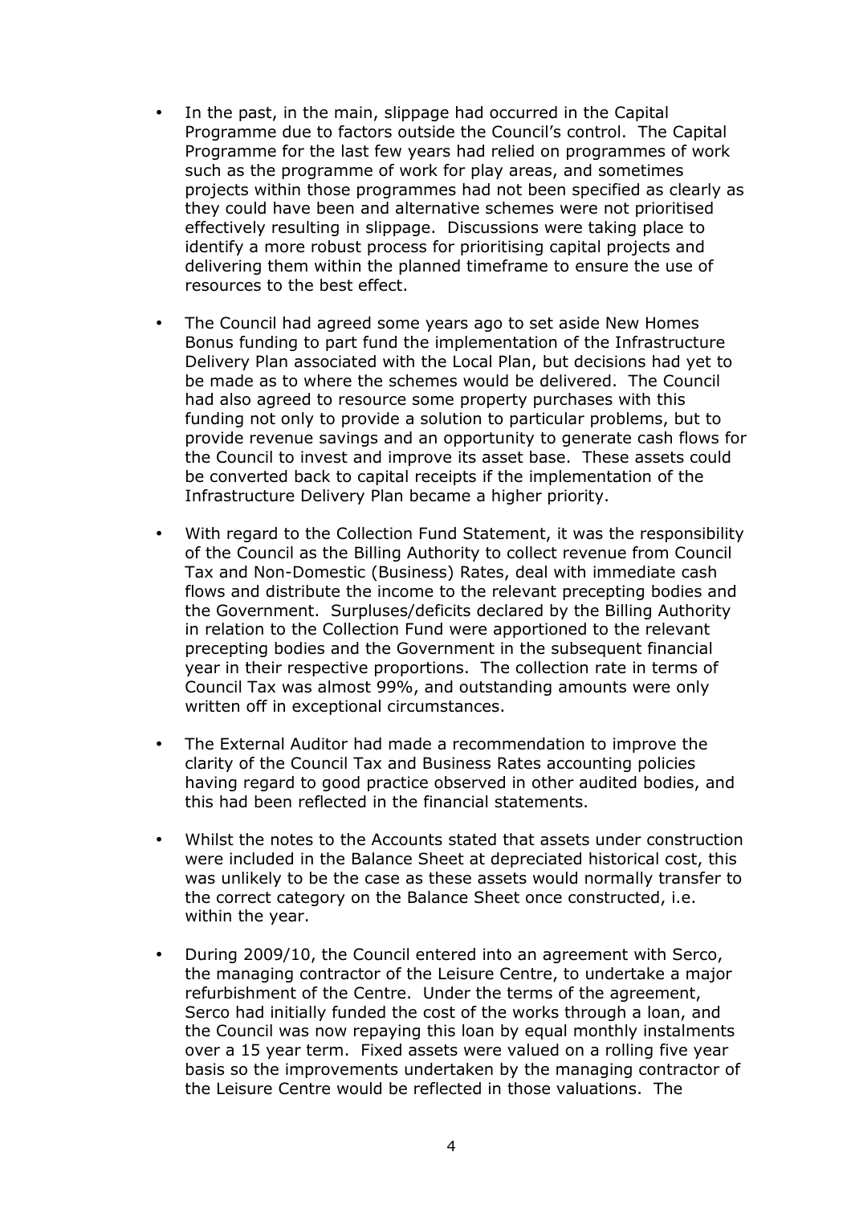- In the past, in the main, slippage had occurred in the Capital Programme due to factors outside the Council's control. The Capital Programme for the last few years had relied on programmes of work such as the programme of work for play areas, and sometimes projects within those programmes had not been specified as clearly as they could have been and alternative schemes were not prioritised effectively resulting in slippage. Discussions were taking place to identify a more robust process for prioritising capital projects and delivering them within the planned timeframe to ensure the use of resources to the best effect.

- The Council had agreed some years ago to set aside New Homes Bonus funding to part fund the implementation of the Infrastructure Delivery Plan associated with the Local Plan, but decisions had yet to be made as to where the schemes would be delivered. The Council had also agreed to resource some property purchases with this funding not only to provide a solution to particular problems, but to provide revenue savings and an opportunity to generate cash flows for the Council to invest and improve its asset base. These assets could be converted back to capital receipts if the implementation of the Infrastructure Delivery Plan became a higher priority.

- With regard to the Collection Fund Statement, it was the responsibility of the Council as the Billing Authority to collect revenue from Council Tax and Non-Domestic (Business) Rates, deal with immediate cash flows and distribute the income to the relevant precepting bodies and the Government. Surpluses/deficits declared by the Billing Authority in relation to the Collection Fund were apportioned to the relevant precepting bodies and the Government in the subsequent financial year in their respective proportions. The collection rate in terms of Council Tax was almost 99%, and outstanding amounts were only written off in exceptional circumstances.

- The External Auditor had made a recommendation to improve the clarity of the Council Tax and Business Rates accounting policies having regard to good practice observed in other audited bodies, and this had been reflected in the financial statements.

- Whilst the notes to the Accounts stated that assets under construction were included in the Balance Sheet at depreciated historical cost, this was unlikely to be the case as these assets would normally transfer to the correct category on the Balance Sheet once constructed, i.e. within the year.

- During 2009/10, the Council entered into an agreement with Serco, the managing contractor of the Leisure Centre, to undertake a major refurbishment of the Centre. Under the terms of the agreement, Serco had initially funded the cost of the works through a loan, and the Council was now repaying this loan by equal monthly instalments over a 15 year term. Fixed assets were valued on a rolling five year basis so the improvements undertaken by the managing contractor of the Leisure Centre would be reflected in those valuations. The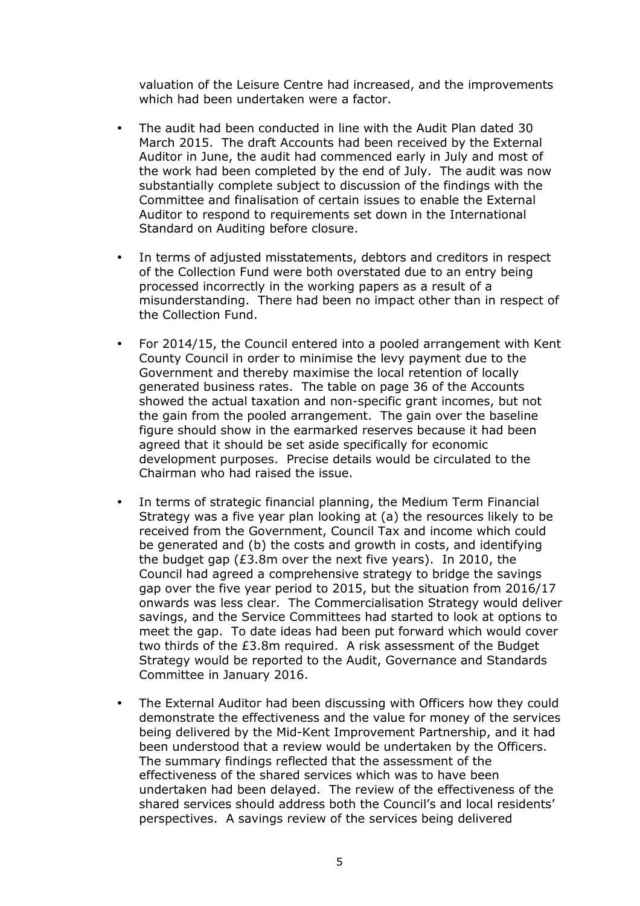valuation of the Leisure Centre had increased, and the improvements which had been undertaken were a factor.

- The audit had been conducted in line with the Audit Plan dated 30 March 2015. The draft Accounts had been received by the External Auditor in June, the audit had commenced early in July and most of the work had been completed by the end of July. The audit was now substantially complete subject to discussion of the findings with the Committee and finalisation of certain issues to enable the External Auditor to respond to requirements set down in the International Standard on Auditing before closure.

- In terms of adjusted misstatements, debtors and creditors in respect of the Collection Fund were both overstated due to an entry being processed incorrectly in the working papers as a result of a misunderstanding. There had been no impact other than in respect of the Collection Fund.

- For 2014/15, the Council entered into a pooled arrangement with Kent County Council in order to minimise the levy payment due to the Government and thereby maximise the local retention of locally generated business rates. The table on page 36 of the Accounts showed the actual taxation and non-specific grant incomes, but not the gain from the pooled arrangement. The gain over the baseline figure should show in the earmarked reserves because it had been agreed that it should be set aside specifically for economic development purposes. Precise details would be circulated to the Chairman who had raised the issue.

- In terms of strategic financial planning, the Medium Term Financial Strategy was a five year plan looking at (a) the resources likely to be received from the Government, Council Tax and income which could be generated and (b) the costs and growth in costs, and identifying the budget gap (£3.8m over the next five years). In 2010, the Council had agreed a comprehensive strategy to bridge the savings gap over the five year period to 2015, but the situation from 2016/17 onwards was less clear. The Commercialisation Strategy would deliver savings, and the Service Committees had started to look at options to meet the gap. To date ideas had been put forward which would cover two thirds of the £3.8m required. A risk assessment of the Budget Strategy would be reported to the Audit, Governance and Standards Committee in January 2016.

- The External Auditor had been discussing with Officers how they could demonstrate the effectiveness and the value for money of the services being delivered by the Mid-Kent Improvement Partnership, and it had been understood that a review would be undertaken by the Officers. The summary findings reflected that the assessment of the effectiveness of the shared services which was to have been undertaken had been delayed. The review of the effectiveness of the shared services should address both the Council's and local residents' perspectives. A savings review of the services being delivered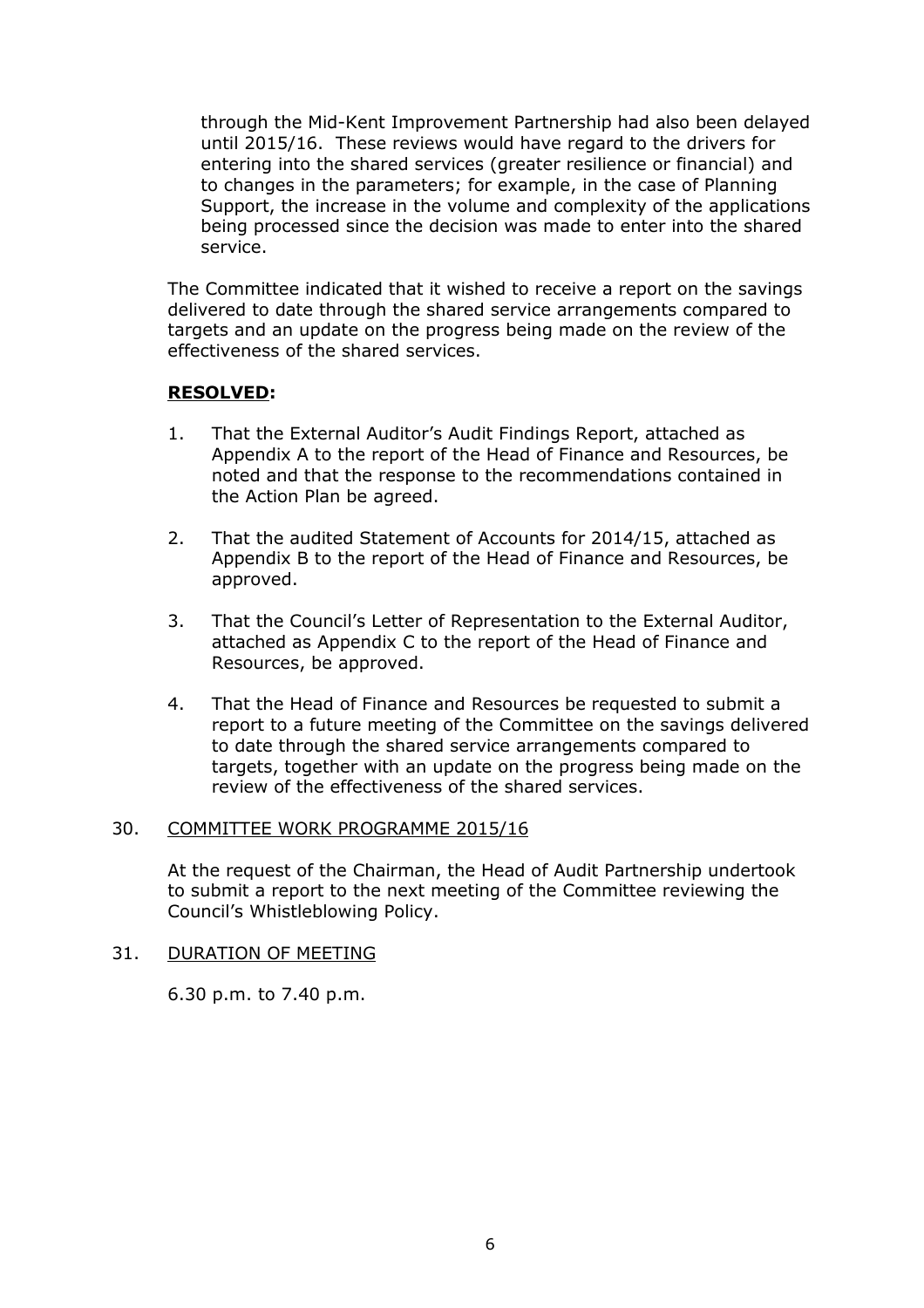through the Mid-Kent Improvement Partnership had also been delayed until 2015/16. These reviews would have regard to the drivers for entering into the shared services (greater resilience or financial) and to changes in the parameters; for example, in the case of Planning Support, the increase in the volume and complexity of the applications being processed since the decision was made to enter into the shared service.

The Committee indicated that it wished to receive a report on the savings delivered to date through the shared service arrangements compared to targets and an update on the progress being made on the review of the effectiveness of the shared services.

**RESOLVED:**

1. That the External Auditor's Audit Findings Report, attached as Appendix A to the report of the Head of Finance and Resources, be noted and that the response to the recommendations contained in the Action Plan be agreed.
2. That the audited Statement of Accounts for 2014/15, attached as Appendix B to the report of the Head of Finance and Resources, be approved.
3. That the Council's Letter of Representation to the External Auditor, attached as Appendix C to the report of the Head of Finance and Resources, be approved.
4. That the Head of Finance and Resources be requested to submit a report to a future meeting of the Committee on the savings delivered to date through the shared service arrangements compared to targets, together with an update on the progress being made on the review of the effectiveness of the shared services.

30. COMMITTEE WORK PROGRAMME 2015/16

At the request of the Chairman, the Head of Audit Partnership undertook to submit a report to the next meeting of the Committee reviewing the Council's Whistleblowing Policy.

31. DURATION OF MEETING

6.30 p.m. to 7.40 p.m.